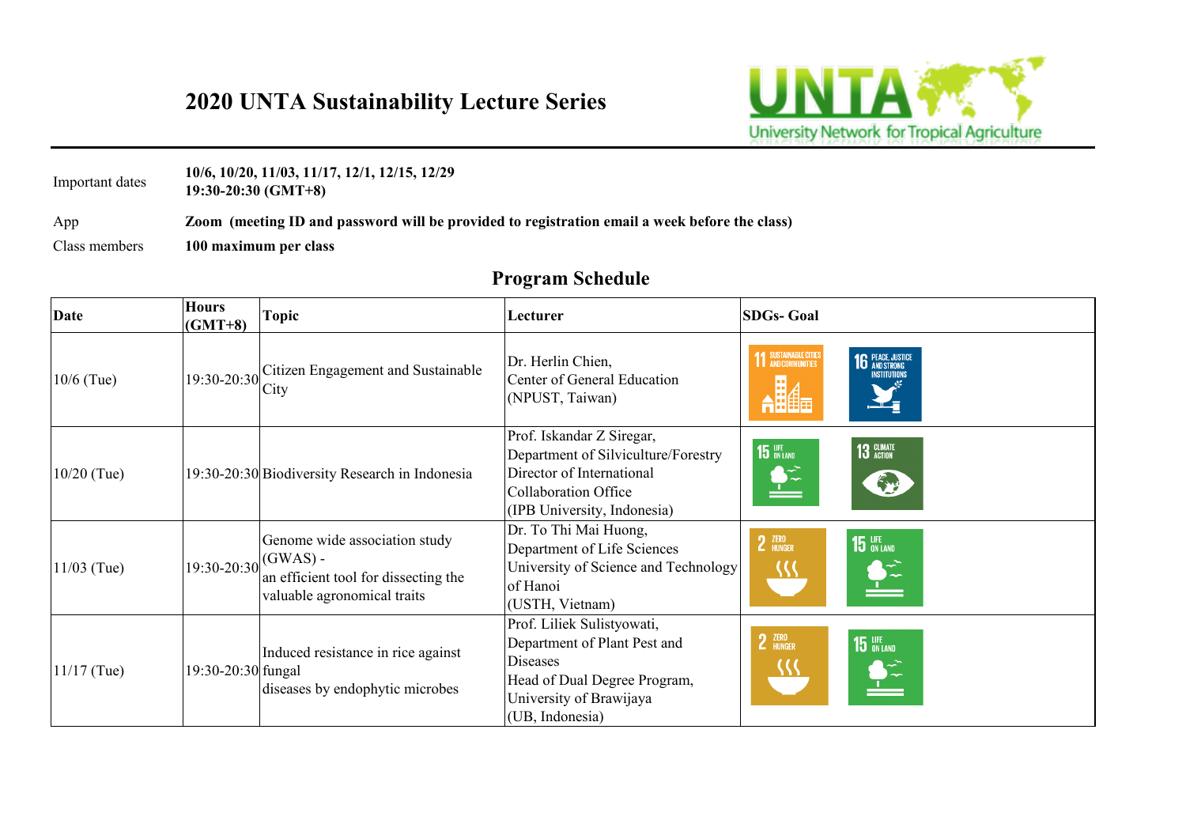# 2020 UNTA Sustainability Lecture Series

University Network for Tropical Agriculture

Important dates **10/6, 10/20, 11/03, 11/17, 12/1, 12/15, 12/29**
**19:30-20:30 (GMT+8)**

App **Zoom (meeting ID and password will be provided to registration email a week before the class)**

Class members **100 maximum per class**

## Program Schedule

| Date | Hours (GMT+8) | Topic | Lecturer | SDGs- Goal |
|---|---|---|---|---|
| 10/6 (Tue) | 19:30-20:30 | Citizen Engagement and Sustainable City | Dr. Herlin Chien, Center of General Education (NPUST, Taiwan) | 11 Sustainable Cities and Communities; 16 Peace, Justice and Strong Institutions |
| 10/20 (Tue) | 19:30-20:30 | Biodiversity Research in Indonesia | Prof. Iskandar Z Siregar, Department of Silviculture/Forestry Director of International Collaboration Office (IPB University, Indonesia) | 15 Life on Land; 13 Climate Action |
| 11/03 (Tue) | 19:30-20:30 | Genome wide association study (GWAS) - an efficient tool for dissecting the valuable agronomical traits | Dr. To Thi Mai Huong, Department of Life Sciences University of Science and Technology of Hanoi (USTH, Vietnam) | 2 Zero Hunger; 15 Life on Land |
| 11/17 (Tue) | 19:30-20:30 | Induced resistance in rice against fungal diseases by endophytic microbes | Prof. Liliek Sulistyowati, Department of Plant Pest and Diseases Head of Dual Degree Program, University of Brawijaya (UB, Indonesia) | 2 Zero Hunger; 15 Life on Land |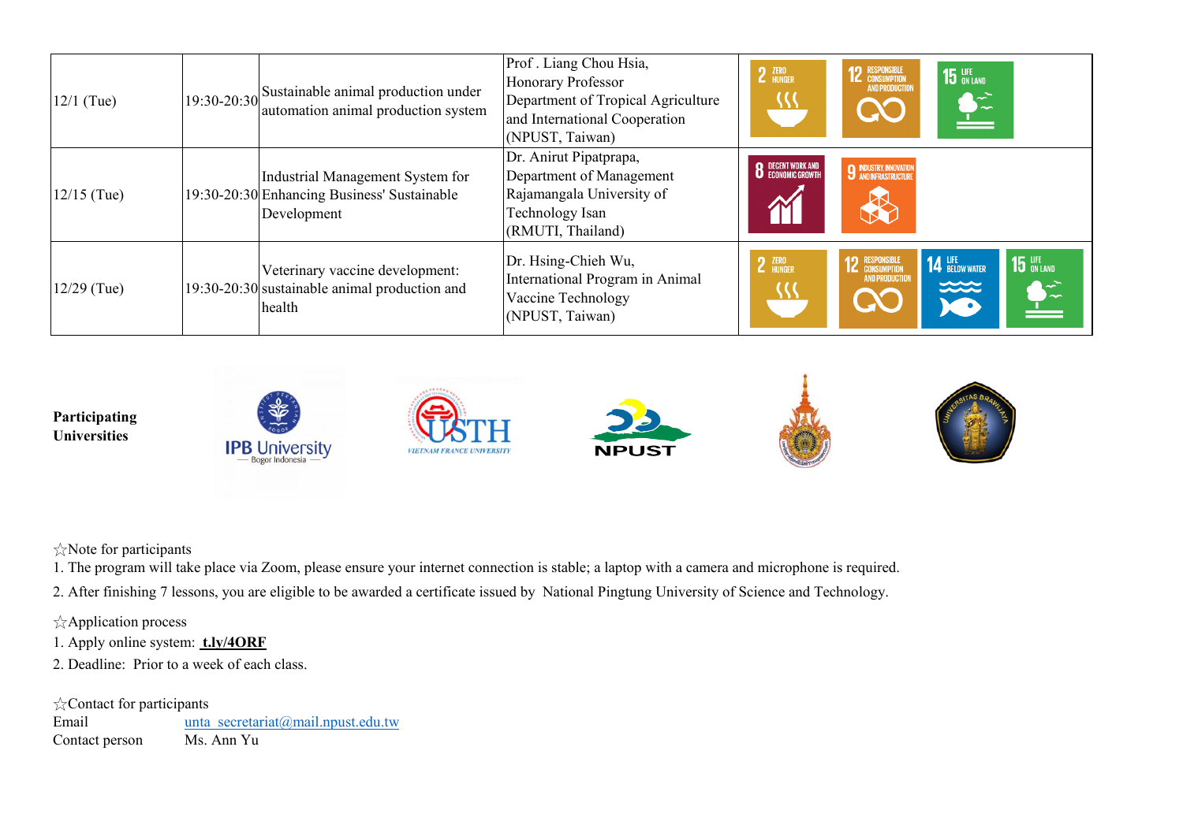| | | | | |
|---|---|---|---|---|
| 12/1 (Tue) | 19:30-20:30 | Sustainable animal production under automation animal production system | Prof . Liang Chou Hsia, Honorary Professor Department of Tropical Agriculture and International Cooperation (NPUST, Taiwan) | 2 ZERO HUNGER; 12 RESPONSIBLE CONSUMPTION AND PRODUCTION; 15 LIFE ON LAND |
| 12/15 (Tue) | 19:30-20:30 | Industrial Management System for Enhancing Business' Sustainable Development | Dr. Anirut Pipatprapa, Department of Management Rajamangala University of Technology Isan (RMUTI, Thailand) | 8 DECENT WORK AND ECONOMIC GROWTH; 9 INDUSTRY, INNOVATION AND INFRASTRUCTURE |
| 12/29 (Tue) | 19:30-20:30 | Veterinary vaccine development: sustainable animal production and health | Dr. Hsing-Chieh Wu, International Program in Animal Vaccine Technology (NPUST, Taiwan) | 2 ZERO HUNGER; 12 RESPONSIBLE CONSUMPTION AND PRODUCTION; 14 LIFE BELOW WATER; 15 LIFE ON LAND |

**Participating Universities**

IPB University — Bogor Indonesia —

USTH VIETNAM FRANCE UNIVERSITY

NPUST

☆Note for participants

1. The program will take place via Zoom, please ensure your internet connection is stable; a laptop with a camera and microphone is required.
2. After finishing 7 lessons, you are eligible to be awarded a certificate issued by National Pingtung University of Science and Technology.

☆Application process

1. Apply online system: **t.ly/4ORF**
2. Deadline: Prior to a week of each class.

☆Contact for participants

Email unta_secretariat@mail.npust.edu.tw

Contact person Ms. Ann Yu